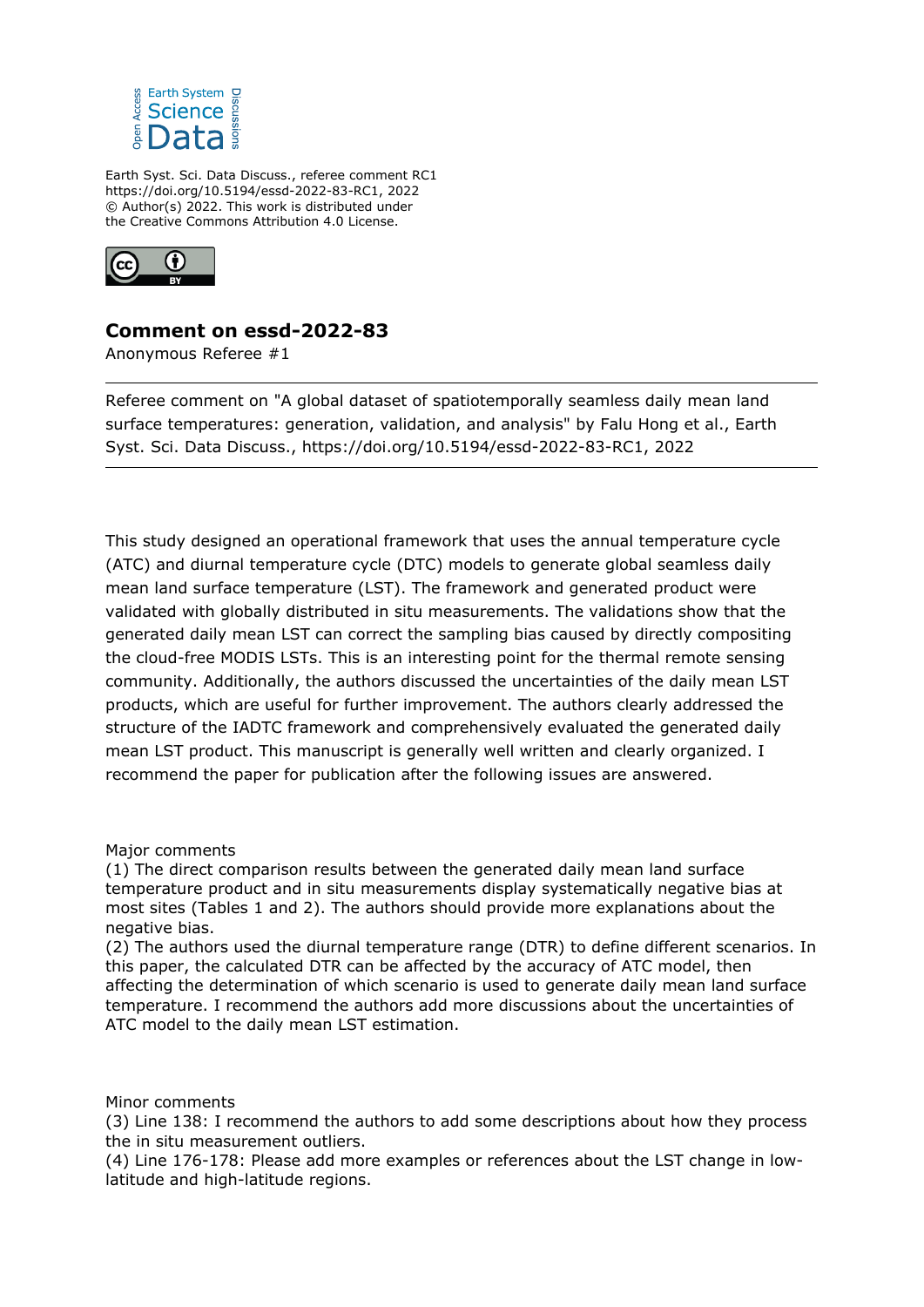Earth Syst. Sci. Data Discuss., referee comment RC1
https://doi.org/10.5194/essd-2022-83-RC1, 2022
© Author(s) 2022. This work is distributed under
the Creative Commons Attribution 4.0 License.

## Comment on essd-2022-83

Anonymous Referee #1

---

Referee comment on "A global dataset of spatiotemporally seamless daily mean land surface temperatures: generation, validation, and analysis" by Falu Hong et al., Earth Syst. Sci. Data Discuss., https://doi.org/10.5194/essd-2022-83-RC1, 2022

---

This study designed an operational framework that uses the annual temperature cycle (ATC) and diurnal temperature cycle (DTC) models to generate global seamless daily mean land surface temperature (LST). The framework and generated product were validated with globally distributed in situ measurements. The validations show that the generated daily mean LST can correct the sampling bias caused by directly compositing the cloud-free MODIS LSTs. This is an interesting point for the thermal remote sensing community. Additionally, the authors discussed the uncertainties of the daily mean LST products, which are useful for further improvement. The authors clearly addressed the structure of the IADTC framework and comprehensively evaluated the generated daily mean LST product. This manuscript is generally well written and clearly organized. I recommend the paper for publication after the following issues are answered.

Major comments

(1) The direct comparison results between the generated daily mean land surface temperature product and in situ measurements display systematically negative bias at most sites (Tables 1 and 2). The authors should provide more explanations about the negative bias.

(2) The authors used the diurnal temperature range (DTR) to define different scenarios. In this paper, the calculated DTR can be affected by the accuracy of ATC model, then affecting the determination of which scenario is used to generate daily mean land surface temperature. I recommend the authors add more discussions about the uncertainties of ATC model to the daily mean LST estimation.

Minor comments

(3) Line 138: I recommend the authors to add some descriptions about how they process the in situ measurement outliers.

(4) Line 176-178: Please add more examples or references about the LST change in low-latitude and high-latitude regions.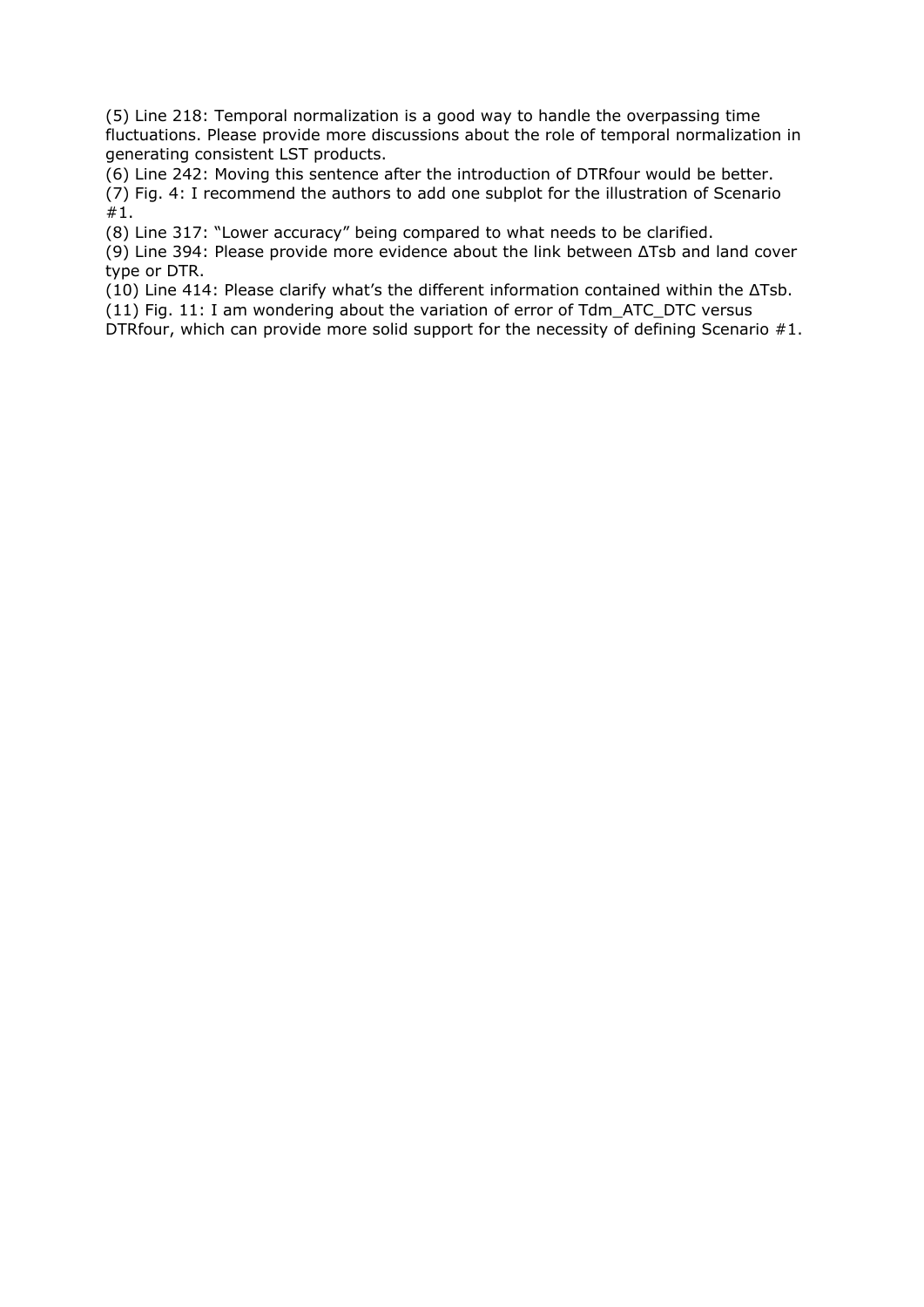(5) Line 218: Temporal normalization is a good way to handle the overpassing time fluctuations. Please provide more discussions about the role of temporal normalization in generating consistent LST products.

(6) Line 242: Moving this sentence after the introduction of $DTR_{four}$ would be better.

(7) Fig. 4: I recommend the authors to add one subplot for the illustration of Scenario #1.

(8) Line 317: "Lower accuracy" being compared to what needs to be clarified.

(9) Line 394: Please provide more evidence about the link between $\Delta T_{sb}$ and land cover type or DTR.

(10) Line 414: Please clarify what's the different information contained within the $\Delta T_{sb}$.

(11) Fig. 11: I am wondering about the variation of error of $T_{dm\_ATC\_DTC}$ versus $DTR_{four}$, which can provide more solid support for the necessity of defining Scenario #1.